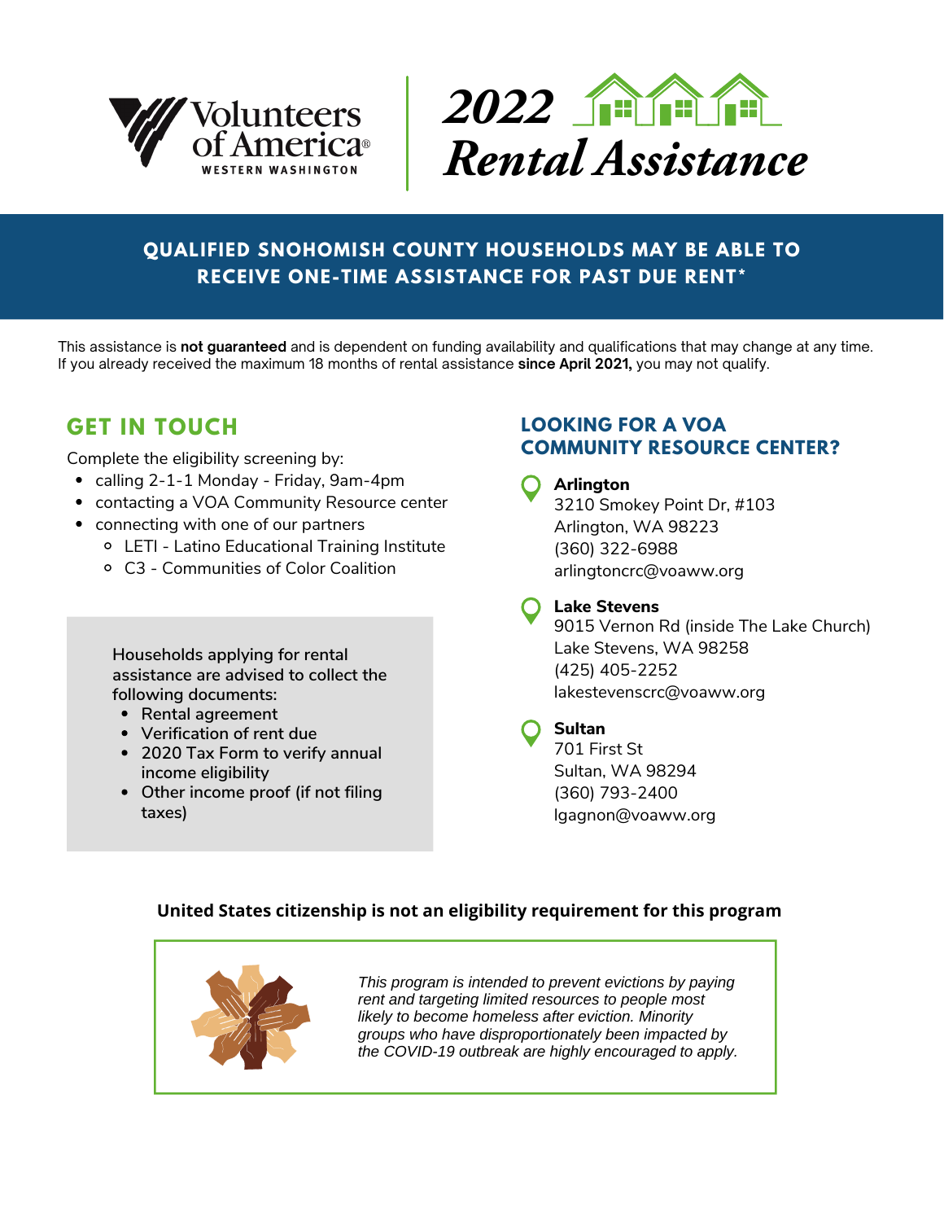Volunteers of America®
WESTERN WASHINGTON

# 2022 Rental Assistance

**QUALIFIED SNOHOMISH COUNTY HOUSEHOLDS MAY BE ABLE TO RECEIVE ONE-TIME ASSISTANCE FOR PAST DUE RENT***

This assistance is **not guaranteed** and is dependent on funding availability and qualifications that may change at any time. If you already received the maximum 18 months of rental assistance **since April 2021,** you may not qualify.

## GET IN TOUCH

Complete the eligibility screening by:

- calling 2-1-1 Monday - Friday, 9am-4pm
- contacting a VOA Community Resource center
- connecting with one of our partners
  - LETI - Latino Educational Training Institute
  - C3 - Communities of Color Coalition

Households applying for rental assistance are advised to collect the following documents:

- Rental agreement
- Verification of rent due
- 2020 Tax Form to verify annual income eligibility
- Other income proof (if not filing taxes)

## LOOKING FOR A VOA COMMUNITY RESOURCE CENTER?

**Arlington**
3210 Smokey Point Dr, #103
Arlington, WA 98223
(360) 322-6988
arlingtoncrc@voaww.org

**Lake Stevens**
9015 Vernon Rd (inside The Lake Church)
Lake Stevens, WA 98258
(425) 405-2252
lakestevenscrc@voaww.org

**Sultan**
701 First St
Sultan, WA 98294
(360) 793-2400
lgagnon@voaww.org

**United States citizenship is not an eligibility requirement for this program**

*This program is intended to prevent evictions by paying rent and targeting limited resources to people most likely to become homeless after eviction. Minority groups who have disproportionately been impacted by the COVID-19 outbreak are highly encouraged to apply.*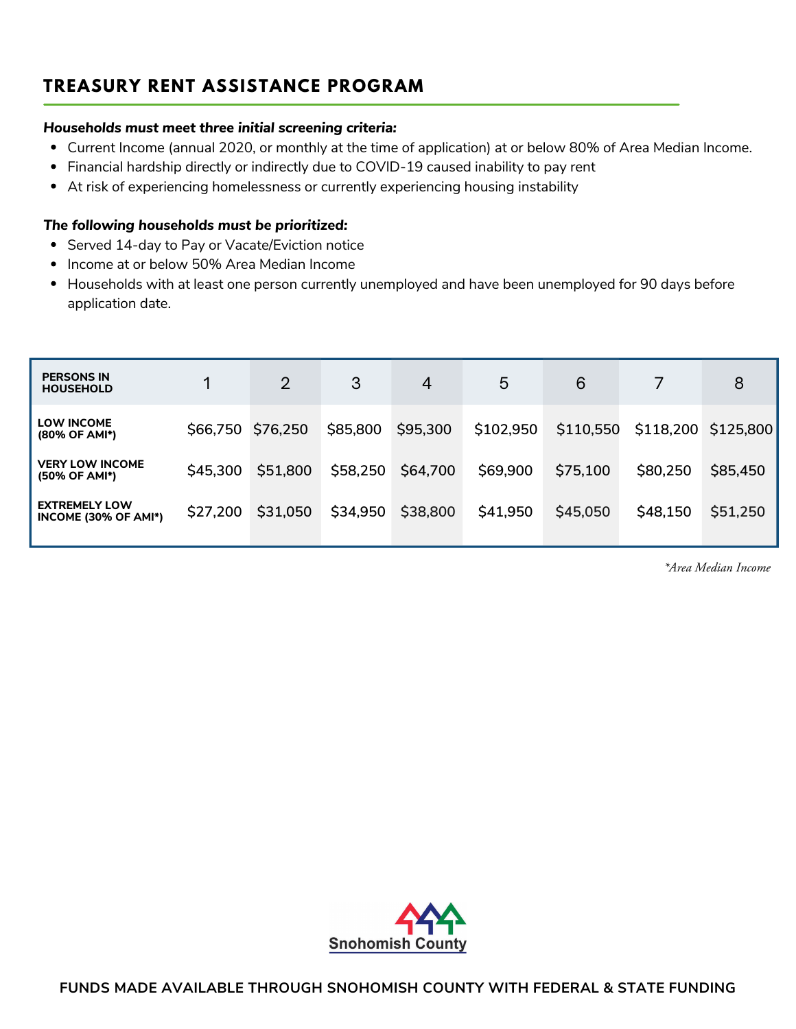## TREASURY RENT ASSISTANCE PROGRAM

***Households must meet three initial screening criteria:***

- Current Income (annual 2020, or monthly at the time of application) at or below 80% of Area Median Income.
- Financial hardship directly or indirectly due to COVID-19 caused inability to pay rent
- At risk of experiencing homelessness or currently experiencing housing instability

***The following households must be prioritized:***

- Served 14-day to Pay or Vacate/Eviction notice
- Income at or below 50% Area Median Income
- Households with at least one person currently unemployed and have been unemployed for 90 days before application date.

| PERSONS IN HOUSEHOLD | 1 | 2 | 3 | 4 | 5 | 6 | 7 | 8 |
|---|---|---|---|---|---|---|---|---|
| LOW INCOME (80% OF AMI*) | $66,750 | $76,250 | $85,800 | $95,300 | $102,950 | $110,550 | $118,200 | $125,800 |
| VERY LOW INCOME (50% OF AMI*) | $45,300 | $51,800 | $58,250 | $64,700 | $69,900 | $75,100 | $80,250 | $85,450 |
| EXTREMELY LOW INCOME (30% OF AMI*) | $27,200 | $31,050 | $34,950 | $38,800 | $41,950 | $45,050 | $48,150 | $51,250 |

*\*Area Median Income*

Snohomish County

**FUNDS MADE AVAILABLE THROUGH SNOHOMISH COUNTY WITH FEDERAL & STATE FUNDING**